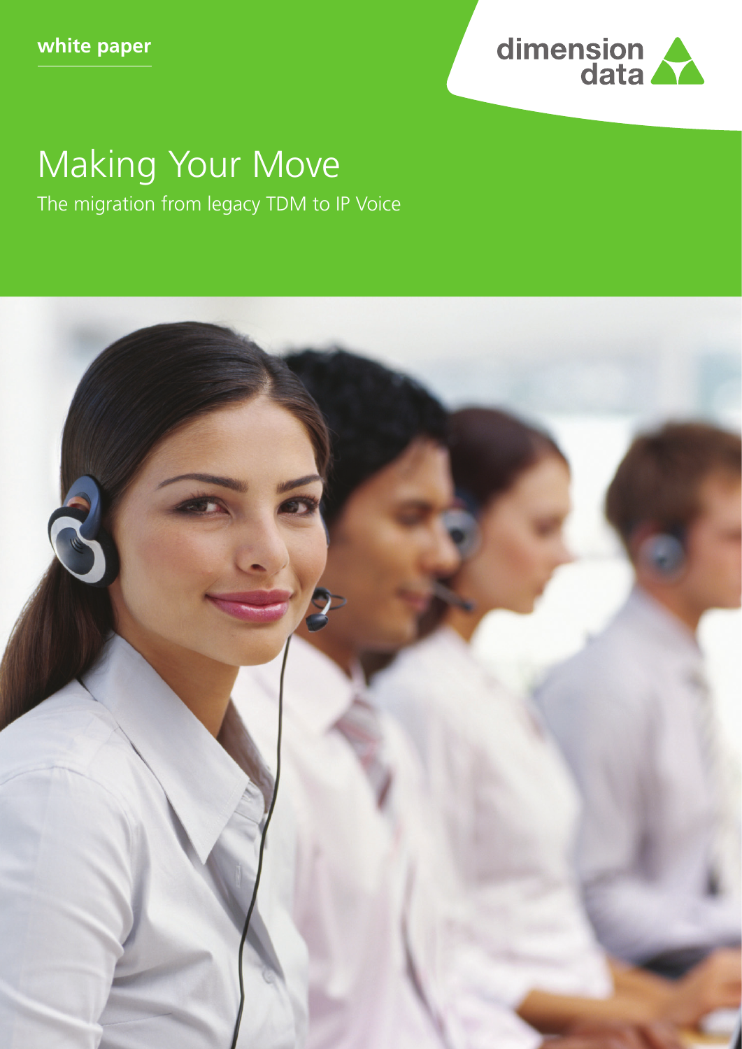white paper

dimension data

# Making Your Move

The migration from legacy TDM to IP Voice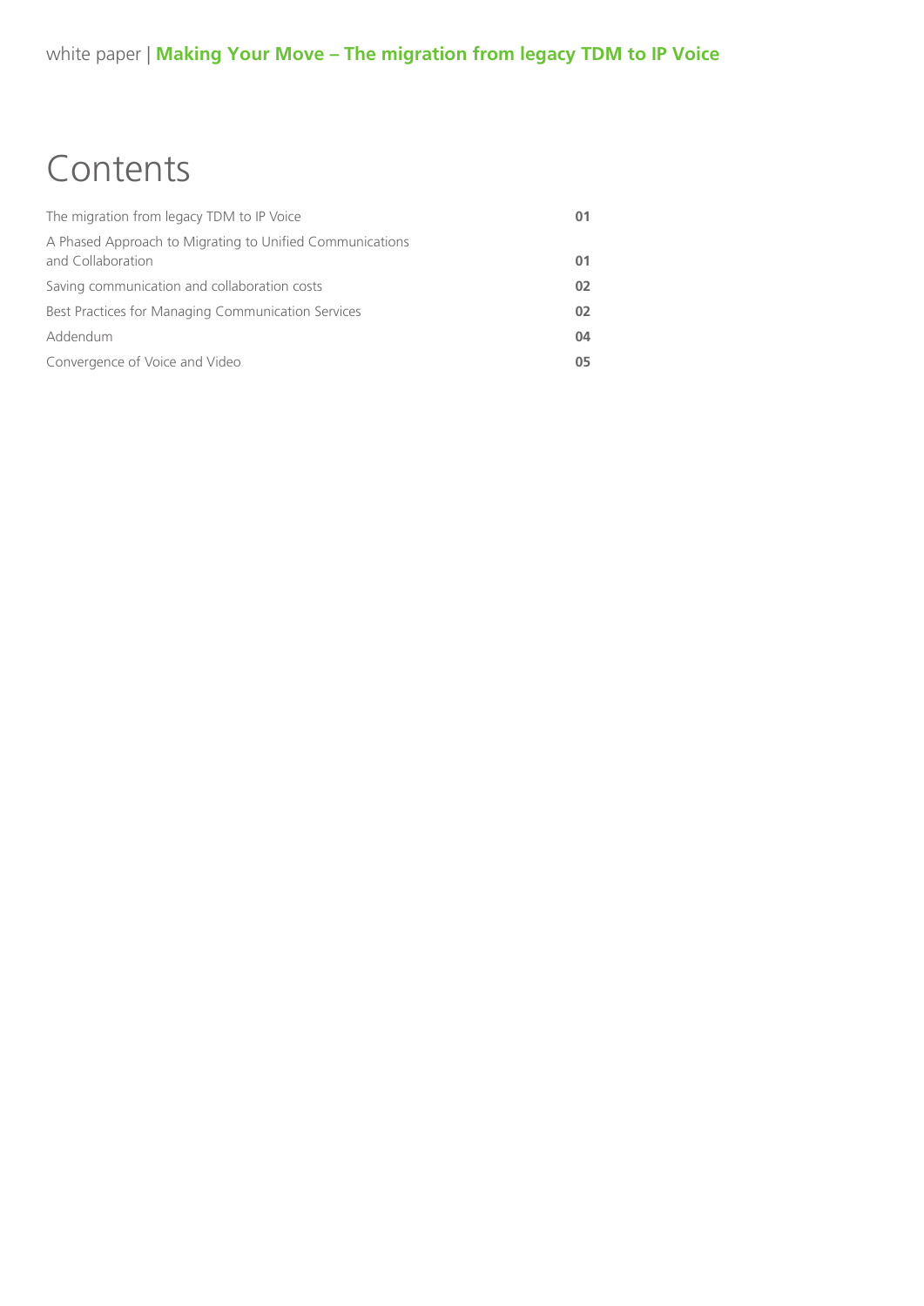# Contents

| | |
|---|---|
| The migration from legacy TDM to IP Voice | **01** |
| A Phased Approach to Migrating to Unified Communications and Collaboration | **01** |
| Saving communication and collaboration costs | **02** |
| Best Practices for Managing Communication Services | **02** |
| Addendum | **04** |
| Convergence of Voice and Video | **05** |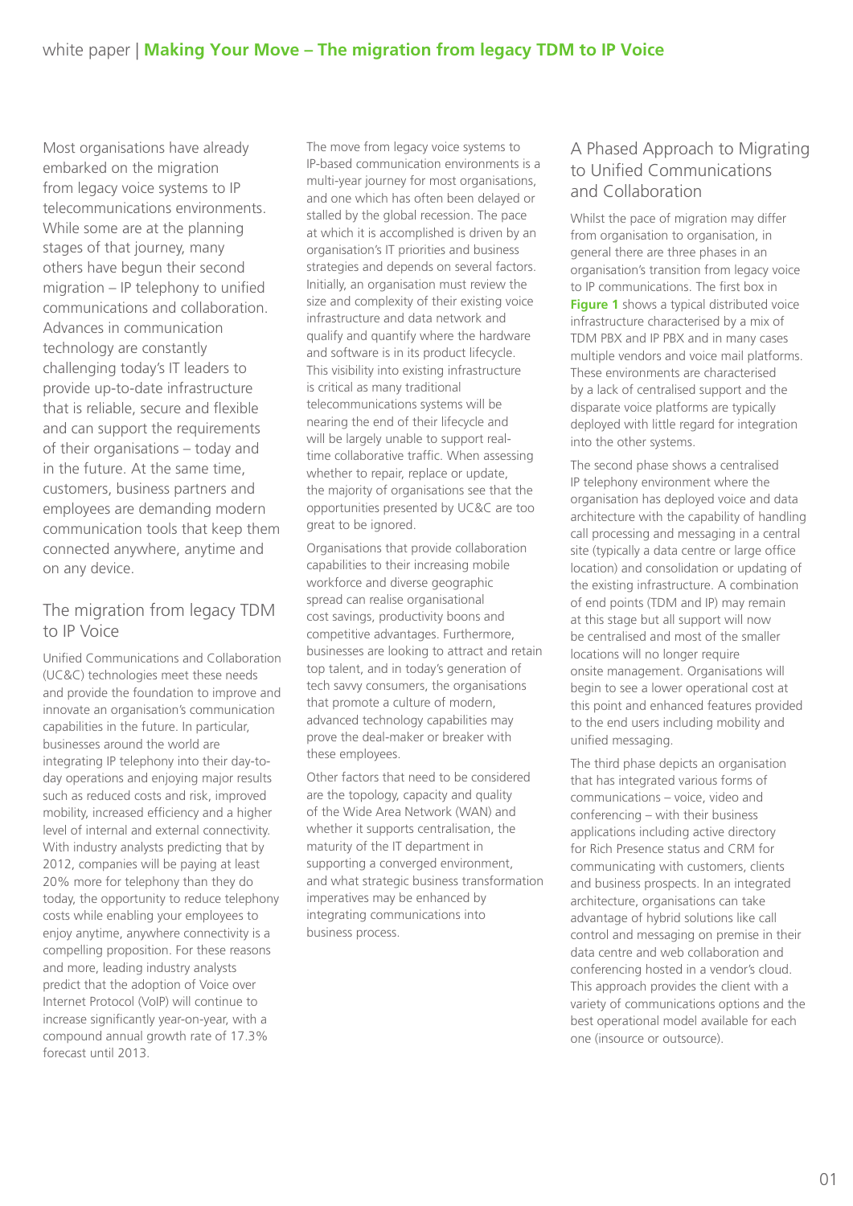Most organisations have already embarked on the migration from legacy voice systems to IP telecommunications environments. While some are at the planning stages of that journey, many others have begun their second migration – IP telephony to unified communications and collaboration. Advances in communication technology are constantly challenging today's IT leaders to provide up-to-date infrastructure that is reliable, secure and flexible and can support the requirements of their organisations – today and in the future. At the same time, customers, business partners and employees are demanding modern communication tools that keep them connected anywhere, anytime and on any device.

## The migration from legacy TDM to IP Voice

Unified Communications and Collaboration (UC&C) technologies meet these needs and provide the foundation to improve and innovate an organisation's communication capabilities in the future. In particular, businesses around the world are integrating IP telephony into their day-to-day operations and enjoying major results such as reduced costs and risk, improved mobility, increased efficiency and a higher level of internal and external connectivity. With industry analysts predicting that by 2012, companies will be paying at least 20% more for telephony than they do today, the opportunity to reduce telephony costs while enabling your employees to enjoy anytime, anywhere connectivity is a compelling proposition. For these reasons and more, leading industry analysts predict that the adoption of Voice over Internet Protocol (VoIP) will continue to increase significantly year-on-year, with a compound annual growth rate of 17.3% forecast until 2013.

The move from legacy voice systems to IP-based communication environments is a multi-year journey for most organisations, and one which has often been delayed or stalled by the global recession. The pace at which it is accomplished is driven by an organisation's IT priorities and business strategies and depends on several factors. Initially, an organisation must review the size and complexity of their existing voice infrastructure and data network and qualify and quantify where the hardware and software is in its product lifecycle. This visibility into existing infrastructure is critical as many traditional telecommunications systems will be nearing the end of their lifecycle and will be largely unable to support real-time collaborative traffic. When assessing whether to repair, replace or update, the majority of organisations see that the opportunities presented by UC&C are too great to be ignored.

Organisations that provide collaboration capabilities to their increasing mobile workforce and diverse geographic spread can realise organisational cost savings, productivity boons and competitive advantages. Furthermore, businesses are looking to attract and retain top talent, and in today's generation of tech savvy consumers, the organisations that promote a culture of modern, advanced technology capabilities may prove the deal-maker or breaker with these employees.

Other factors that need to be considered are the topology, capacity and quality of the Wide Area Network (WAN) and whether it supports centralisation, the maturity of the IT department in supporting a converged environment, and what strategic business transformation imperatives may be enhanced by integrating communications into business process.

## A Phased Approach to Migrating to Unified Communications and Collaboration

Whilst the pace of migration may differ from organisation to organisation, in general there are three phases in an organisation's transition from legacy voice to IP communications. The first box in **Figure 1** shows a typical distributed voice infrastructure characterised by a mix of TDM PBX and IP PBX and in many cases multiple vendors and voice mail platforms. These environments are characterised by a lack of centralised support and the disparate voice platforms are typically deployed with little regard for integration into the other systems.

The second phase shows a centralised IP telephony environment where the organisation has deployed voice and data architecture with the capability of handling call processing and messaging in a central site (typically a data centre or large office location) and consolidation or updating of the existing infrastructure. A combination of end points (TDM and IP) may remain at this stage but all support will now be centralised and most of the smaller locations will no longer require onsite management. Organisations will begin to see a lower operational cost at this point and enhanced features provided to the end users including mobility and unified messaging.

The third phase depicts an organisation that has integrated various forms of communications – voice, video and conferencing – with their business applications including active directory for Rich Presence status and CRM for communicating with customers, clients and business prospects. In an integrated architecture, organisations can take advantage of hybrid solutions like call control and messaging on premise in their data centre and web collaboration and conferencing hosted in a vendor's cloud. This approach provides the client with a variety of communications options and the best operational model available for each one (insource or outsource).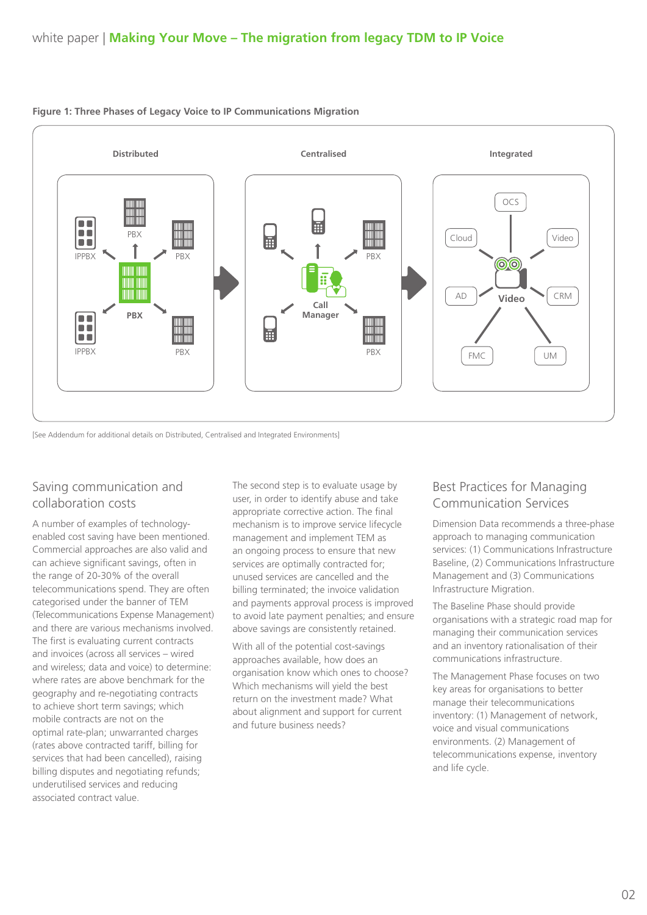**Figure 1: Three Phases of Legacy Voice to IP Communications Migration**

[See Addendum for additional details on Distributed, Centralised and Integrated Environments]

## Saving communication and collaboration costs

A number of examples of technology-enabled cost saving have been mentioned. Commercial approaches are also valid and can achieve significant savings, often in the range of 20-30% of the overall telecommunications spend. They are often categorised under the banner of TEM (Telecommunications Expense Management) and there are various mechanisms involved. The first is evaluating current contracts and invoices (across all services – wired and wireless; data and voice) to determine: where rates are above benchmark for the geography and re-negotiating contracts to achieve short term savings; which mobile contracts are not on the optimal rate-plan; unwarranted charges (rates above contracted tariff, billing for services that had been cancelled), raising billing disputes and negotiating refunds; underutilised services and reducing associated contract value.

The second step is to evaluate usage by user, in order to identify abuse and take appropriate corrective action. The final mechanism is to improve service lifecycle management and implement TEM as an ongoing process to ensure that new services are optimally contracted for; unused services are cancelled and the billing terminated; the invoice validation and payments approval process is improved to avoid late payment penalties; and ensure above savings are consistently retained.

With all of the potential cost-savings approaches available, how does an organisation know which ones to choose? Which mechanisms will yield the best return on the investment made? What about alignment and support for current and future business needs?

## Best Practices for Managing Communication Services

Dimension Data recommends a three-phase approach to managing communication services: (1) Communications Infrastructure Baseline, (2) Communications Infrastructure Management and (3) Communications Infrastructure Migration.

The Baseline Phase should provide organisations with a strategic road map for managing their communication services and an inventory rationalisation of their communications infrastructure.

The Management Phase focuses on two key areas for organisations to better manage their telecommunications inventory: (1) Management of network, voice and visual communications environments. (2) Management of telecommunications expense, inventory and life cycle.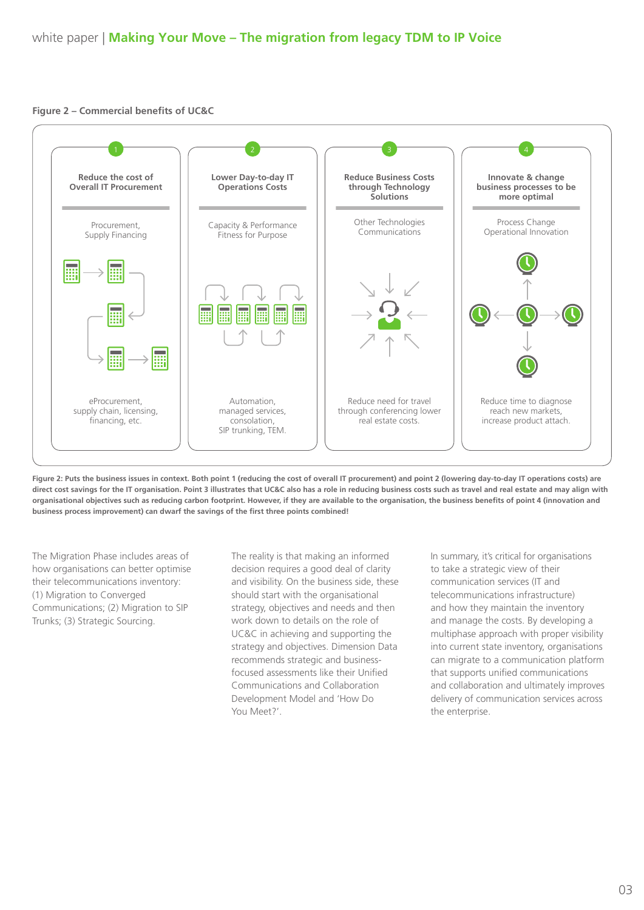**Figure 2 – Commercial benefits of UC&C**

| 1 | 2 | 3 | 4 |
| --- | --- | --- | --- |
| **Reduce the cost of Overall IT Procurement** | **Lower Day-to-day IT Operations Costs** | **Reduce Business Costs through Technology Solutions** | **Innovate & change business processes to be more optimal** |
| Procurement, Supply Financing | Capacity & Performance Fitness for Purpose | Other Technologies Communications | Process Change Operational Innovation |
| eProcurement, supply chain, licensing, financing, etc. | Automation, managed services, consolation, SIP trunking, TEM. | Reduce need for travel through conferencing lower real estate costs. | Reduce time to diagnose reach new markets, increase product attach. |

**Figure 2: Puts the business issues in context. Both point 1 (reducing the cost of overall IT procurement) and point 2 (lowering day-to-day IT operations costs) are direct cost savings for the IT organisation. Point 3 illustrates that UC&C also has a role in reducing business costs such as travel and real estate and may align with organisational objectives such as reducing carbon footprint. However, if they are available to the organisation, the business benefits of point 4 (innovation and business process improvement) can dwarf the savings of the first three points combined!**

The Migration Phase includes areas of how organisations can better optimise their telecommunications inventory: (1) Migration to Converged Communications; (2) Migration to SIP Trunks; (3) Strategic Sourcing.

The reality is that making an informed decision requires a good deal of clarity and visibility. On the business side, these should start with the organisational strategy, objectives and needs and then work down to details on the role of UC&C in achieving and supporting the strategy and objectives. Dimension Data recommends strategic and business-focused assessments like their Unified Communications and Collaboration Development Model and 'How Do You Meet?'.

In summary, it's critical for organisations to take a strategic view of their communication services (IT and telecommunications infrastructure) and how they maintain the inventory and manage the costs. By developing a multiphase approach with proper visibility into current state inventory, organisations can migrate to a communication platform that supports unified communications and collaboration and ultimately improves delivery of communication services across the enterprise.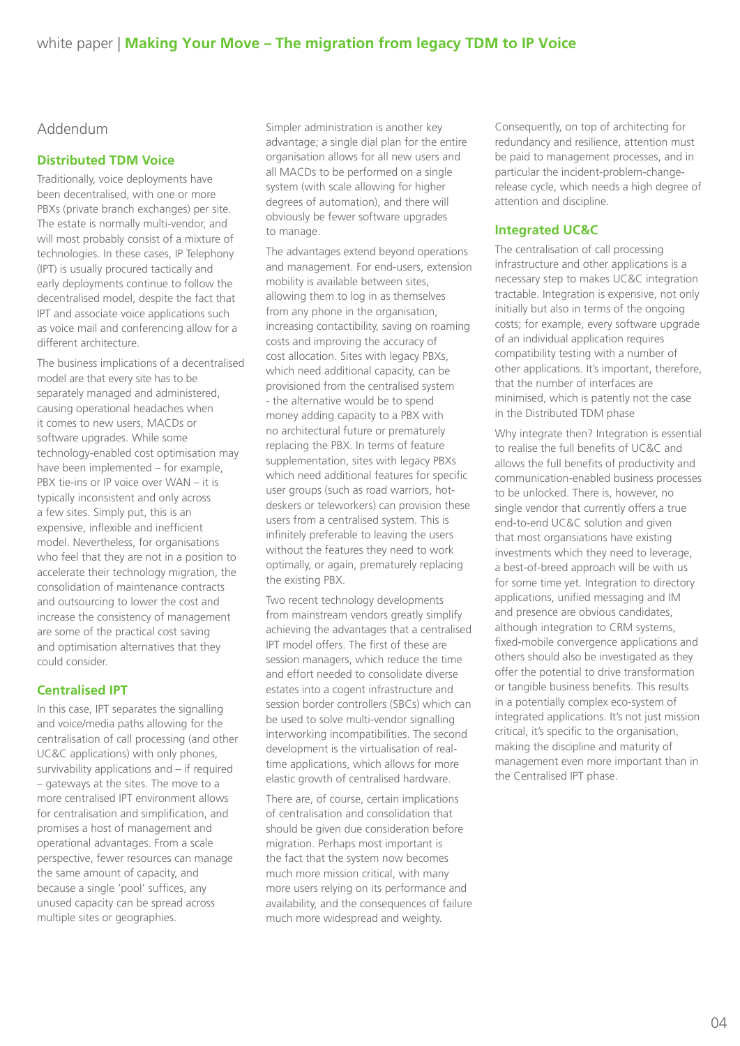## Addendum

### Distributed TDM Voice

Traditionally, voice deployments have been decentralised, with one or more PBXs (private branch exchanges) per site. The estate is normally multi-vendor, and will most probably consist of a mixture of technologies. In these cases, IP Telephony (IPT) is usually procured tactically and early deployments continue to follow the decentralised model, despite the fact that IPT and associate voice applications such as voice mail and conferencing allow for a different architecture.

The business implications of a decentralised model are that every site has to be separately managed and administered, causing operational headaches when it comes to new users, MACDs or software upgrades. While some technology-enabled cost optimisation may have been implemented – for example, PBX tie-ins or IP voice over WAN – it is typically inconsistent and only across a few sites. Simply put, this is an expensive, inflexible and inefficient model. Nevertheless, for organisations who feel that they are not in a position to accelerate their technology migration, the consolidation of maintenance contracts and outsourcing to lower the cost and increase the consistency of management are some of the practical cost saving and optimisation alternatives that they could consider.

### Centralised IPT

In this case, IPT separates the signalling and voice/media paths allowing for the centralisation of call processing (and other UC&C applications) with only phones, survivability applications and – if required – gateways at the sites. The move to a more centralised IPT environment allows for centralisation and simplification, and promises a host of management and operational advantages. From a scale perspective, fewer resources can manage the same amount of capacity, and because a single 'pool' suffices, any unused capacity can be spread across multiple sites or geographies.

Simpler administration is another key advantage; a single dial plan for the entire organisation allows for all new users and all MACDs to be performed on a single system (with scale allowing for higher degrees of automation), and there will obviously be fewer software upgrades to manage.

The advantages extend beyond operations and management. For end-users, extension mobility is available between sites, allowing them to log in as themselves from any phone in the organisation, increasing contactility, saving on roaming costs and improving the accuracy of cost allocation. Sites with legacy PBXs, which need additional capacity, can be provisioned from the centralised system - the alternative would be to spend money adding capacity to a PBX with no architectural future or prematurely replacing the PBX. In terms of feature supplementation, sites with legacy PBXs which need additional features for specific user groups (such as road warriors, hot-deskers or teleworkers) can provision these users from a centralised system. This is infinitely preferable to leaving the users without the features they need to work optimally, or again, prematurely replacing the existing PBX.

Two recent technology developments from mainstream vendors greatly simplify achieving the advantages that a centralised IPT model offers. The first of these are session managers, which reduce the time and effort needed to consolidate diverse estates into a cogent infrastructure and session border controllers (SBCs) which can be used to solve multi-vendor signalling interworking incompatibilities. The second development is the virtualisation of real-time applications, which allows for more elastic growth of centralised hardware.

There are, of course, certain implications of centralisation and consolidation that should be given due consideration before migration. Perhaps most important is the fact that the system now becomes much more mission critical, with many more users relying on its performance and availability, and the consequences of failure much more widespread and weighty.

Consequently, on top of architecting for redundancy and resilience, attention must be paid to management processes, and in particular the incident-problem-change-release cycle, which needs a high degree of attention and discipline.

### Integrated UC&C

The centralisation of call processing infrastructure and other applications is a necessary step to makes UC&C integration tractable. Integration is expensive, not only initially but also in terms of the ongoing costs; for example, every software upgrade of an individual application requires compatibility testing with a number of other applications. It's important, therefore, that the number of interfaces are minimised, which is patently not the case in the Distributed TDM phase

Why integrate then? Integration is essential to realise the full benefits of UC&C and allows the full benefits of productivity and communication-enabled business processes to be unlocked. There is, however, no single vendor that currently offers a true end-to-end UC&C solution and given that most organsiations have existing investments which they need to leverage, a best-of-breed approach will be with us for some time yet. Integration to directory applications, unified messaging and IM and presence are obvious candidates, although integration to CRM systems, fixed-mobile convergence applications and others should also be investigated as they offer the potential to drive transformation or tangible business benefits. This results in a potentially complex eco-system of integrated applications. It's not just mission critical, it's specific to the organisation, making the discipline and maturity of management even more important than in the Centralised IPT phase.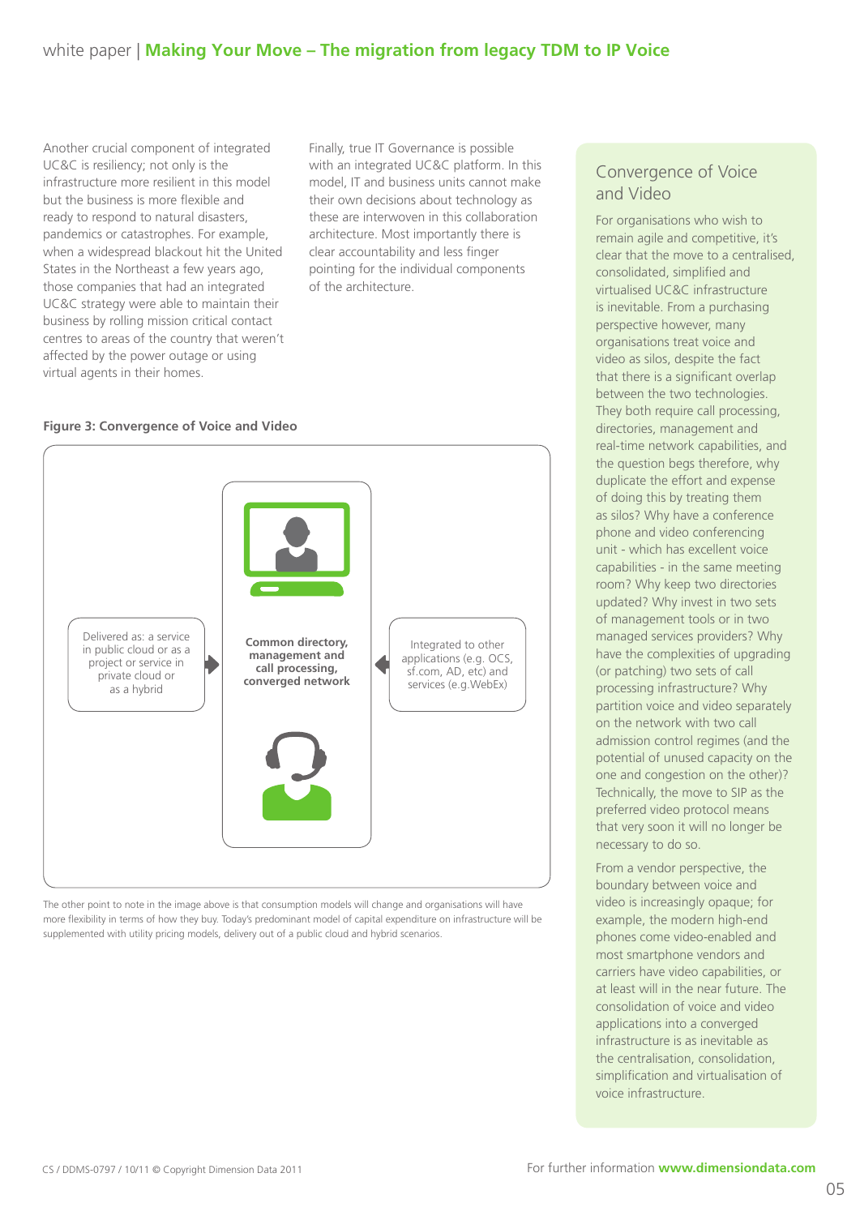Another crucial component of integrated UC&C is resiliency; not only is the infrastructure more resilient in this model but the business is more flexible and ready to respond to natural disasters, pandemics or catastrophes. For example, when a widespread blackout hit the United States in the Northeast a few years ago, those companies that had an integrated UC&C strategy were able to maintain their business by rolling mission critical contact centres to areas of the country that weren't affected by the power outage or using virtual agents in their homes.

Finally, true IT Governance is possible with an integrated UC&C platform. In this model, IT and business units cannot make their own decisions about technology as these are interwoven in this collaboration architecture. Most importantly there is clear accountability and less finger pointing for the individual components of the architecture.

**Figure 3: Convergence of Voice and Video**

Delivered as: a service in public cloud or as a project or service in private cloud or as a hybrid

**Common directory, management and call processing, converged network**

Integrated to other applications (e.g. OCS, sf.com, AD, etc) and services (e.g.WebEx)

The other point to note in the image above is that consumption models will change and organisations will have more flexibility in terms of how they buy. Today's predominant model of capital expenditure on infrastructure will be supplemented with utility pricing models, delivery out of a public cloud and hybrid scenarios.

## Convergence of Voice and Video

For organisations who wish to remain agile and competitive, it's clear that the move to a centralised, consolidated, simplified and virtualised UC&C infrastructure is inevitable. From a purchasing perspective however, many organisations treat voice and video as silos, despite the fact that there is a significant overlap between the two technologies. They both require call processing, directories, management and real-time network capabilities, and the question begs therefore, why duplicate the effort and expense of doing this by treating them as silos? Why have a conference phone and video conferencing unit - which has excellent voice capabilities - in the same meeting room? Why keep two directories updated? Why invest in two sets of management tools or in two managed services providers? Why have the complexities of upgrading (or patching) two sets of call processing infrastructure? Why partition voice and video separately on the network with two call admission control regimes (and the potential of unused capacity on the one and congestion on the other)? Technically, the move to SIP as the preferred video protocol means that very soon it will no longer be necessary to do so.

From a vendor perspective, the boundary between voice and video is increasingly opaque; for example, the modern high-end phones come video-enabled and most smartphone vendors and carriers have video capabilities, or at least will in the near future. The consolidation of voice and video applications into a converged infrastructure is as inevitable as the centralisation, consolidation, simplification and virtualisation of voice infrastructure.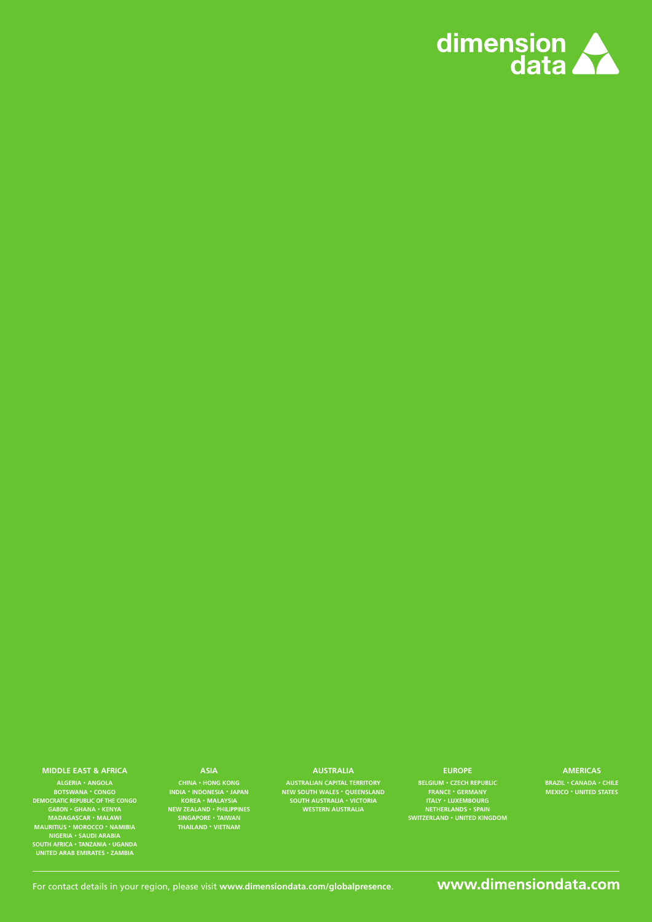dimension data

**MIDDLE EAST & AFRICA**

ALGERIA • ANGOLA
BOTSWANA • CONGO
DEMOCRATIC REPUBLIC OF THE CONGO
GABON • GHANA • KENYA
MADAGASCAR • MALAWI
MAURITIUS • MOROCCO • NAMIBIA
NIGERIA • SAUDI ARABIA
SOUTH AFRICA • TANZANIA • UGANDA
UNITED ARAB EMIRATES • ZAMBIA

**ASIA**

CHINA • HONG KONG
INDIA • INDONESIA • JAPAN
KOREA • MALAYSIA
NEW ZEALAND • PHILIPPINES
SINGAPORE • TAIWAN
THAILAND • VIETNAM

**AUSTRALIA**

AUSTRALIAN CAPITAL TERRITORY
NEW SOUTH WALES • QUEENSLAND
SOUTH AUSTRALIA • VICTORIA
WESTERN AUSTRALIA

**EUROPE**

BELGIUM • CZECH REPUBLIC
FRANCE • GERMANY
ITALY • LUXEMBOURG
NETHERLANDS • SPAIN
SWITZERLAND • UNITED KINGDOM

**AMERICAS**

BRAZIL • CANADA • CHILE
MEXICO • UNITED STATES

For contact details in your region, please visit **www.dimensiondata.com/globalpresence**.

**www.dimensiondata.com**